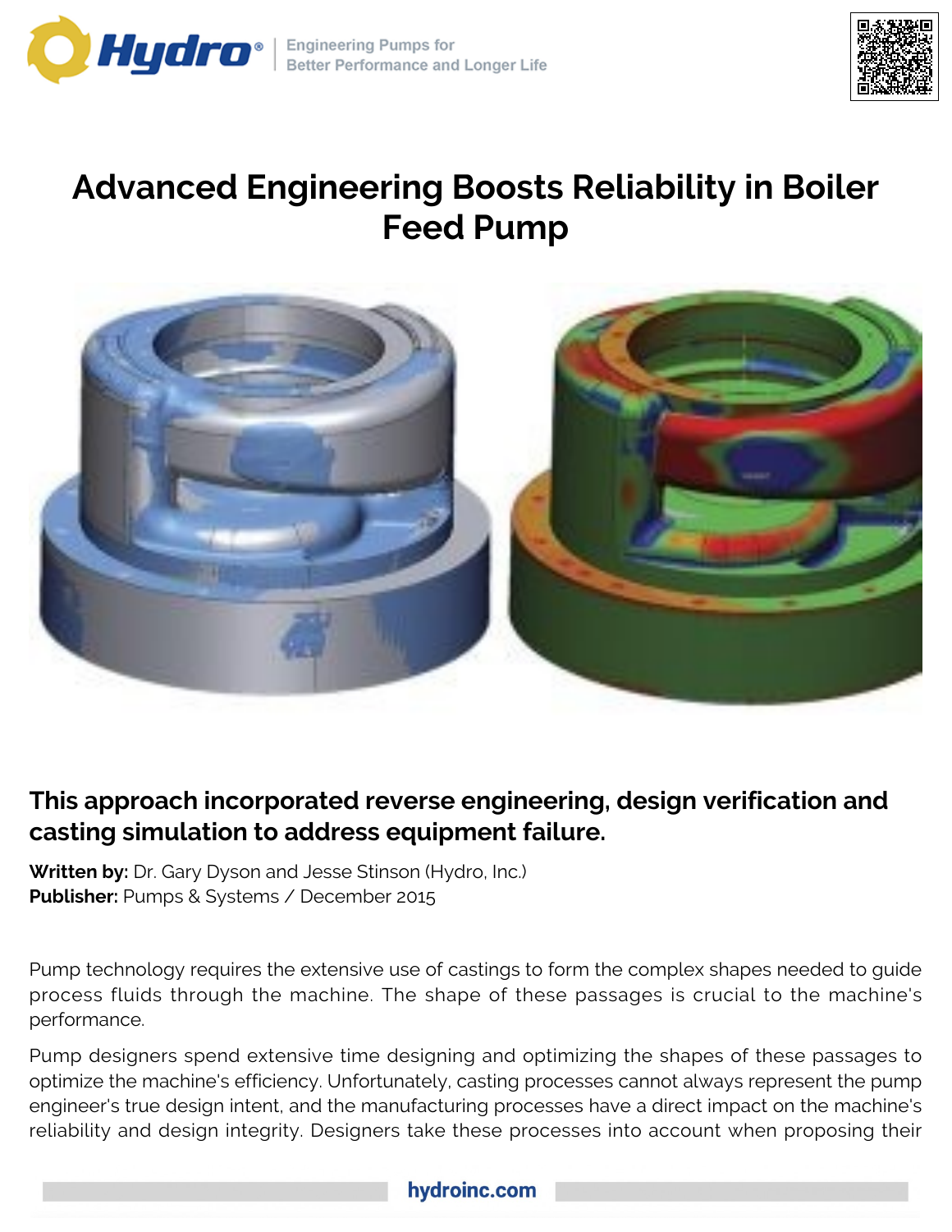# Advanced Engineering Boosts Reliability in Boiler Feed Pump

## This approach incorporated reverse engineering, design verification and casting simulation to address equipment failure.

**Written by:** Dr. Gary Dyson and Jesse Stinson (Hydro, Inc.)
**Publisher:** Pumps & Systems / December 2015

Pump technology requires the extensive use of castings to form the complex shapes needed to guide process fluids through the machine. The shape of these passages is crucial to the machine's performance.

Pump designers spend extensive time designing and optimizing the shapes of these passages to optimize the machine's efficiency. Unfortunately, casting processes cannot always represent the pump engineer's true design intent, and the manufacturing processes have a direct impact on the machine's reliability and design integrity. Designers take these processes into account when proposing their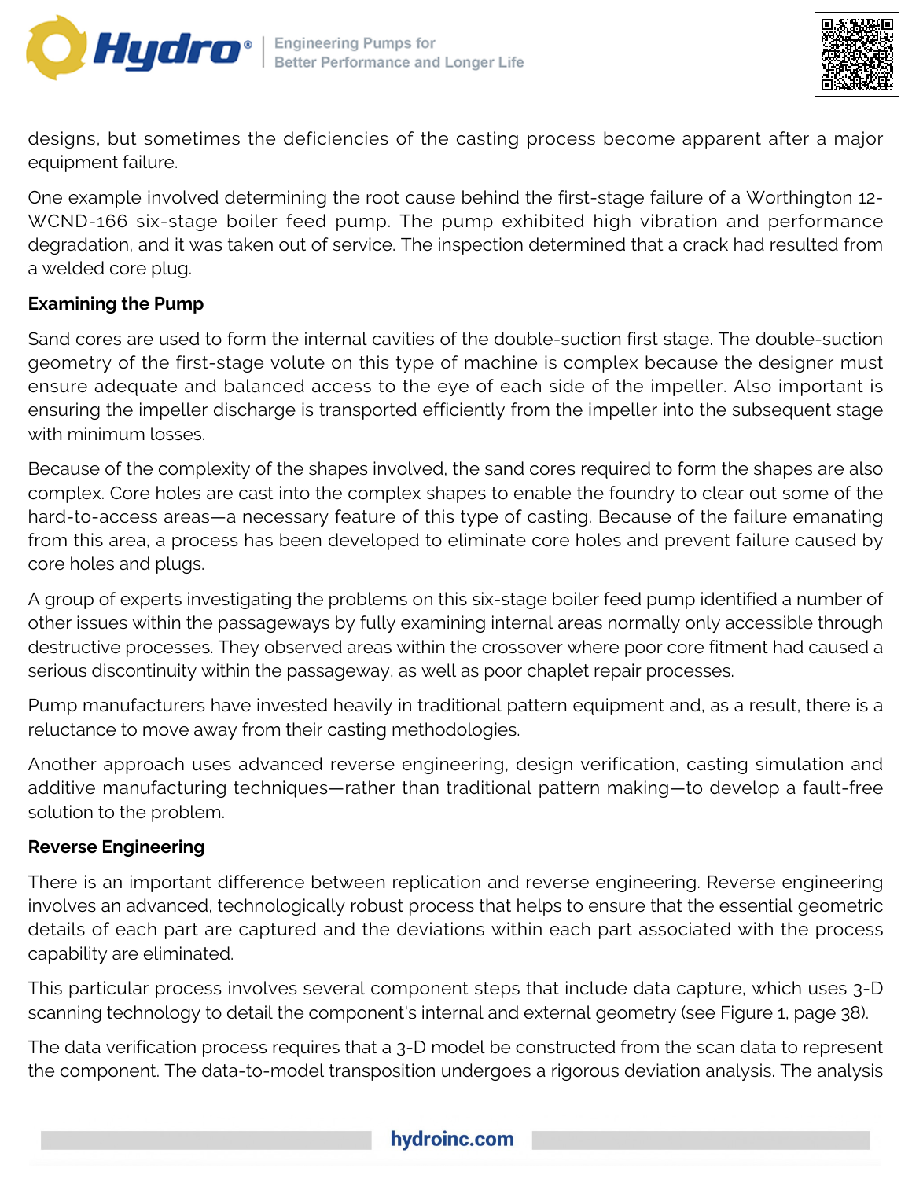designs, but sometimes the deficiencies of the casting process become apparent after a major equipment failure.

One example involved determining the root cause behind the first-stage failure of a Worthington 12-WCND-166 six-stage boiler feed pump. The pump exhibited high vibration and performance degradation, and it was taken out of service. The inspection determined that a crack had resulted from a welded core plug.

**Examining the Pump**

Sand cores are used to form the internal cavities of the double-suction first stage. The double-suction geometry of the first-stage volute on this type of machine is complex because the designer must ensure adequate and balanced access to the eye of each side of the impeller. Also important is ensuring the impeller discharge is transported efficiently from the impeller into the subsequent stage with minimum losses.

Because of the complexity of the shapes involved, the sand cores required to form the shapes are also complex. Core holes are cast into the complex shapes to enable the foundry to clear out some of the hard-to-access areas—a necessary feature of this type of casting. Because of the failure emanating from this area, a process has been developed to eliminate core holes and prevent failure caused by core holes and plugs.

A group of experts investigating the problems on this six-stage boiler feed pump identified a number of other issues within the passageways by fully examining internal areas normally only accessible through destructive processes. They observed areas within the crossover where poor core fitment had caused a serious discontinuity within the passageway, as well as poor chaplet repair processes.

Pump manufacturers have invested heavily in traditional pattern equipment and, as a result, there is a reluctance to move away from their casting methodologies.

Another approach uses advanced reverse engineering, design verification, casting simulation and additive manufacturing techniques—rather than traditional pattern making—to develop a fault-free solution to the problem.

**Reverse Engineering**

There is an important difference between replication and reverse engineering. Reverse engineering involves an advanced, technologically robust process that helps to ensure that the essential geometric details of each part are captured and the deviations within each part associated with the process capability are eliminated.

This particular process involves several component steps that include data capture, which uses 3-D scanning technology to detail the component's internal and external geometry (see Figure 1, page 38).

The data verification process requires that a 3-D model be constructed from the scan data to represent the component. The data-to-model transposition undergoes a rigorous deviation analysis. The analysis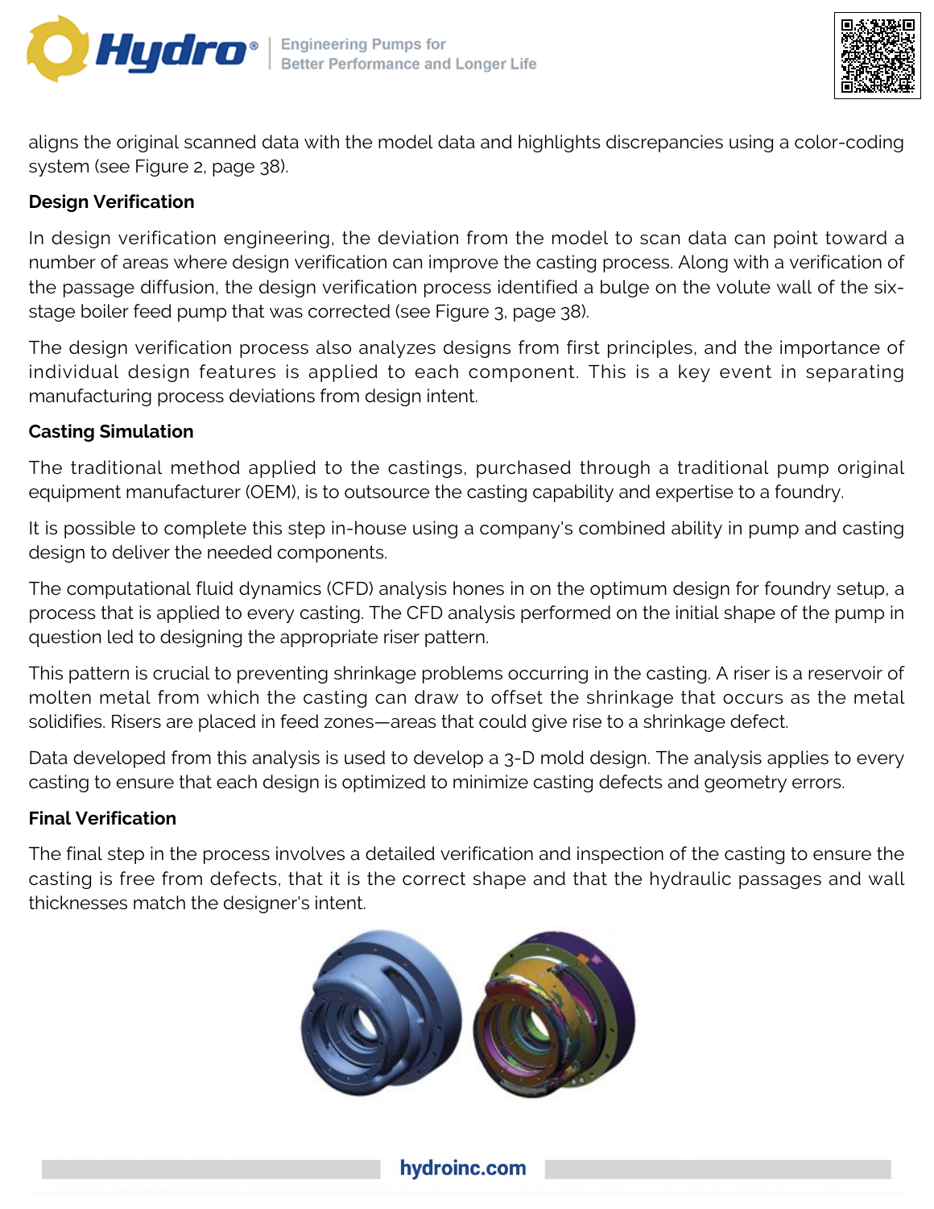aligns the original scanned data with the model data and highlights discrepancies using a color-coding system (see Figure 2, page 38).

## Design Verification

In design verification engineering, the deviation from the model to scan data can point toward a number of areas where design verification can improve the casting process. Along with a verification of the passage diffusion, the design verification process identified a bulge on the volute wall of the six-stage boiler feed pump that was corrected (see Figure 3, page 38).

The design verification process also analyzes designs from first principles, and the importance of individual design features is applied to each component. This is a key event in separating manufacturing process deviations from design intent.

## Casting Simulation

The traditional method applied to the castings, purchased through a traditional pump original equipment manufacturer (OEM), is to outsource the casting capability and expertise to a foundry.

It is possible to complete this step in-house using a company's combined ability in pump and casting design to deliver the needed components.

The computational fluid dynamics (CFD) analysis hones in on the optimum design for foundry setup, a process that is applied to every casting. The CFD analysis performed on the initial shape of the pump in question led to designing the appropriate riser pattern.

This pattern is crucial to preventing shrinkage problems occurring in the casting. A riser is a reservoir of molten metal from which the casting can draw to offset the shrinkage that occurs as the metal solidifies. Risers are placed in feed zones—areas that could give rise to a shrinkage defect.

Data developed from this analysis is used to develop a 3-D mold design. The analysis applies to every casting to ensure that each design is optimized to minimize casting defects and geometry errors.

## Final Verification

The final step in the process involves a detailed verification and inspection of the casting to ensure the casting is free from defects, that it is the correct shape and that the hydraulic passages and wall thicknesses match the designer's intent.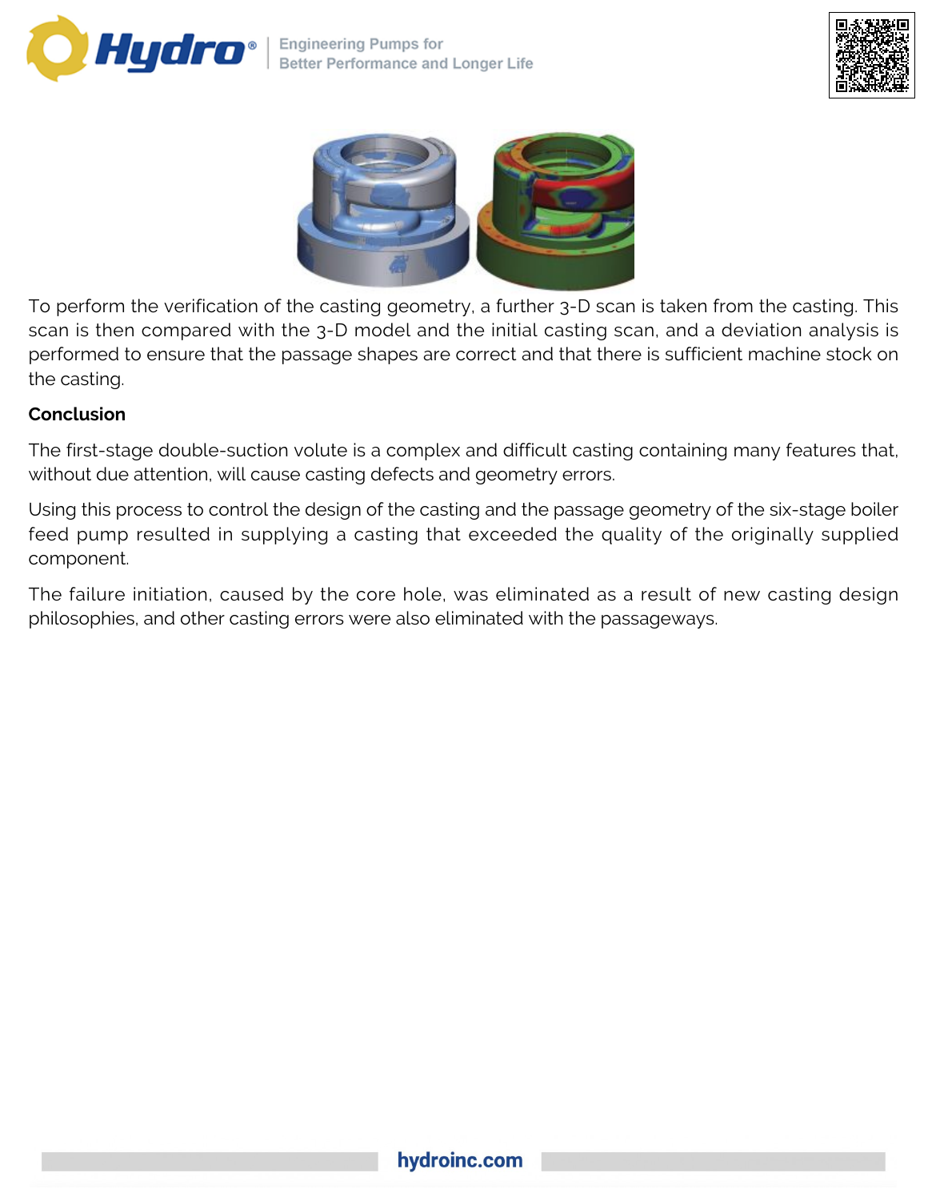To perform the verification of the casting geometry, a further 3-D scan is taken from the casting. This scan is then compared with the 3-D model and the initial casting scan, and a deviation analysis is performed to ensure that the passage shapes are correct and that there is sufficient machine stock on the casting.

**Conclusion**

The first-stage double-suction volute is a complex and difficult casting containing many features that, without due attention, will cause casting defects and geometry errors.

Using this process to control the design of the casting and the passage geometry of the six-stage boiler feed pump resulted in supplying a casting that exceeded the quality of the originally supplied component.

The failure initiation, caused by the core hole, was eliminated as a result of new casting design philosophies, and other casting errors were also eliminated with the passageways.